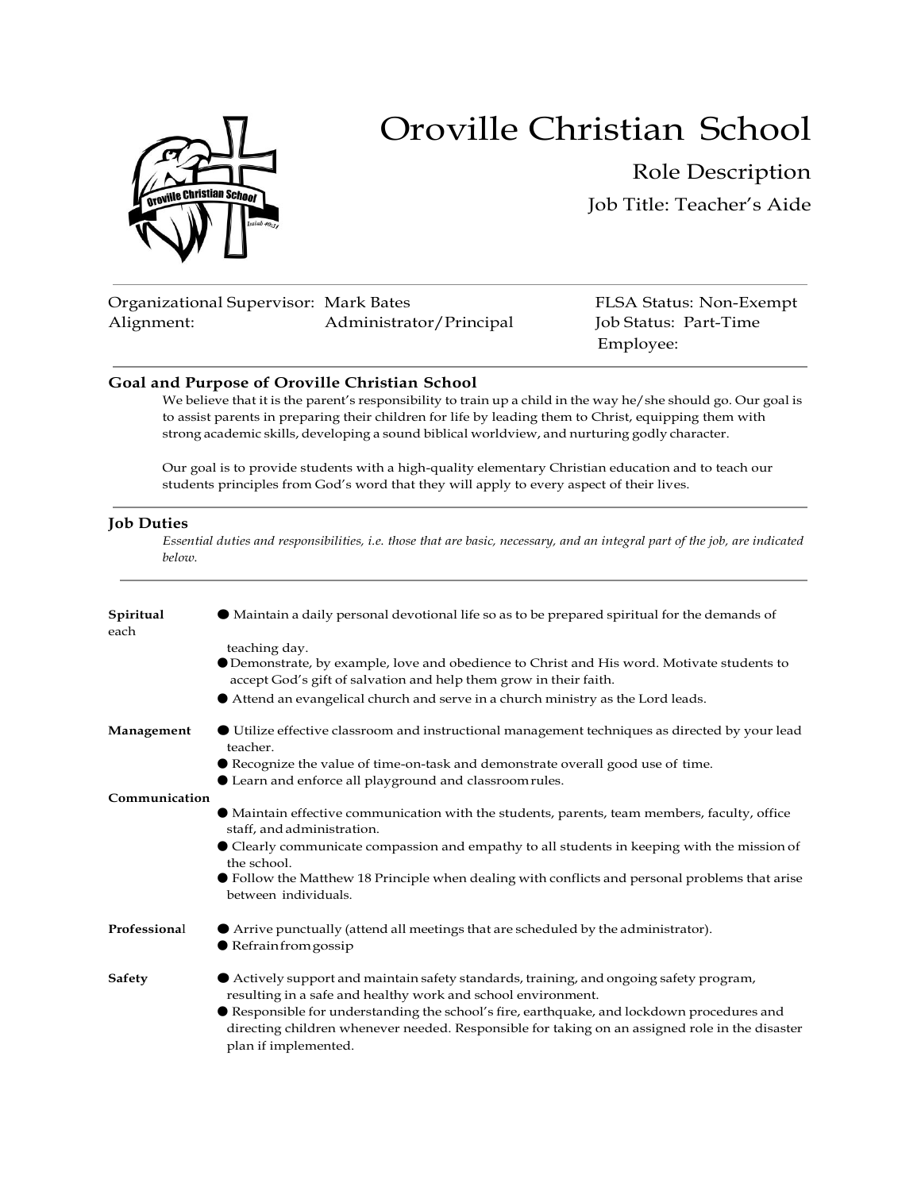# Oroville Christian School

## Role Description

### Job Title: Teacher's Aide

---

Organizational Supervisor: Mark Bates
Alignment: Administrator/Principal

FLSA Status: Non-Exempt
Job Status: Part-Time
Employee:

---

**Goal and Purpose of Oroville Christian School**

We believe that it is the parent's responsibility to train up a child in the way he/she should go. Our goal is to assist parents in preparing their children for life by leading them to Christ, equipping them with strong academic skills, developing a sound biblical worldview, and nurturing godly character.

Our goal is to provide students with a high-quality elementary Christian education and to teach our students principles from God's word that they will apply to every aspect of their lives.

---

**Job Duties**

*Essential duties and responsibilities, i.e. those that are basic, necessary, and an integral part of the job, are indicated below.*

---

**Spiritual**

- Maintain a daily personal devotional life so as to be prepared spiritual for the demands of each teaching day.
- Demonstrate, by example, love and obedience to Christ and His word. Motivate students to accept God's gift of salvation and help them grow in their faith.
- Attend an evangelical church and serve in a church ministry as the Lord leads.

**Management**

- Utilize effective classroom and instructional management techniques as directed by your lead teacher.
- Recognize the value of time-on-task and demonstrate overall good use of time.
- Learn and enforce all playground and classroom rules.

**Communication**

- Maintain effective communication with the students, parents, team members, faculty, office staff, and administration.
- Clearly communicate compassion and empathy to all students in keeping with the mission of the school.
- Follow the Matthew 18 Principle when dealing with conflicts and personal problems that arise between individuals.

**Professional**

- Arrive punctually (attend all meetings that are scheduled by the administrator).
- Refrain from gossip

**Safety**

- Actively support and maintain safety standards, training, and ongoing safety program, resulting in a safe and healthy work and school environment.
- Responsible for understanding the school's fire, earthquake, and lockdown procedures and directing children whenever needed. Responsible for taking on an assigned role in the disaster plan if implemented.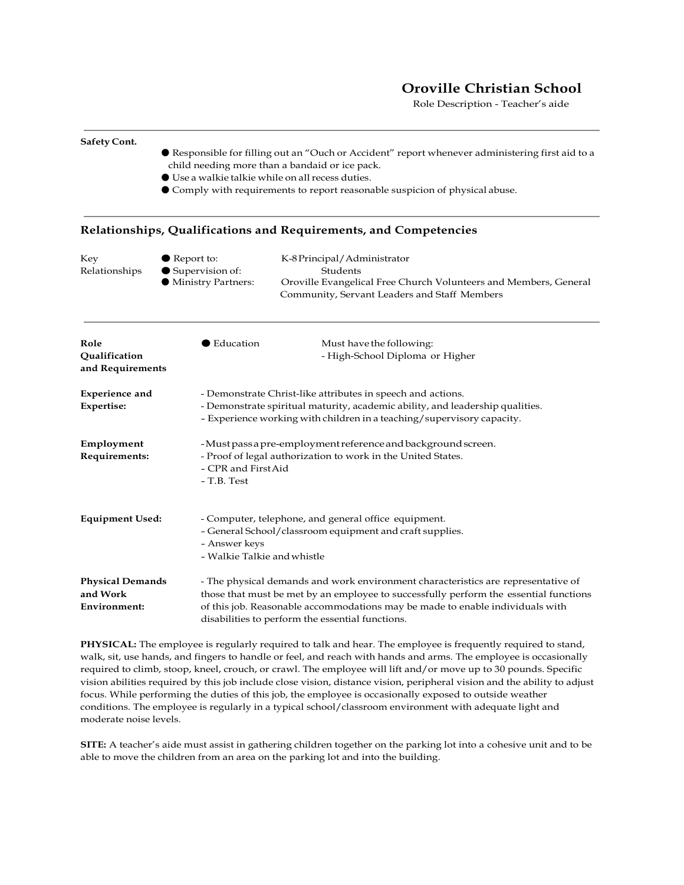**Safety Cont.**

- Responsible for filling out an "Ouch or Accident" report whenever administering first aid to a child needing more than a bandaid or ice pack.
- Use a walkie talkie while on all recess duties.
- Comply with requirements to report reasonable suspicion of physical abuse.

## Relationships, Qualifications and Requirements, and Competencies

| Key Relationships | | |
| --- | --- | --- |
| | ● Report to: | K-8 Principal/Administrator |
| | ● Supervision of: | Students |
| | ● Ministry Partners: | Oroville Evangelical Free Church Volunteers and Members, General Community, Servant Leaders and Staff Members |

**Role Qualification and Requirements**

- Education — Must have the following:
  - High-School Diploma or Higher

**Experience and Expertise:**

- Demonstrate Christ-like attributes in speech and actions.
- Demonstrate spiritual maturity, academic ability, and leadership qualities.
- Experience working with children in a teaching/supervisory capacity.

**Employment Requirements:**

- Must pass a pre-employment reference and background screen.
- Proof of legal authorization to work in the United States.
- CPR and First Aid
- T.B. Test

**Equipment Used:**

- Computer, telephone, and general office equipment.
- General School/classroom equipment and craft supplies.
- Answer keys
- Walkie Talkie and whistle

**Physical Demands and Work Environment:**

- The physical demands and work environment characteristics are representative of those that must be met by an employee to successfully perform the essential functions of this job. Reasonable accommodations may be made to enable individuals with disabilities to perform the essential functions.

**PHYSICAL:** The employee is regularly required to talk and hear. The employee is frequently required to stand, walk, sit, use hands, and fingers to handle or feel, and reach with hands and arms. The employee is occasionally required to climb, stoop, kneel, crouch, or crawl. The employee will lift and/or move up to 30 pounds. Specific vision abilities required by this job include close vision, distance vision, peripheral vision and the ability to adjust focus. While performing the duties of this job, the employee is occasionally exposed to outside weather conditions. The employee is regularly in a typical school/classroom environment with adequate light and moderate noise levels.

**SITE:** A teacher's aide must assist in gathering children together on the parking lot into a cohesive unit and to be able to move the children from an area on the parking lot and into the building.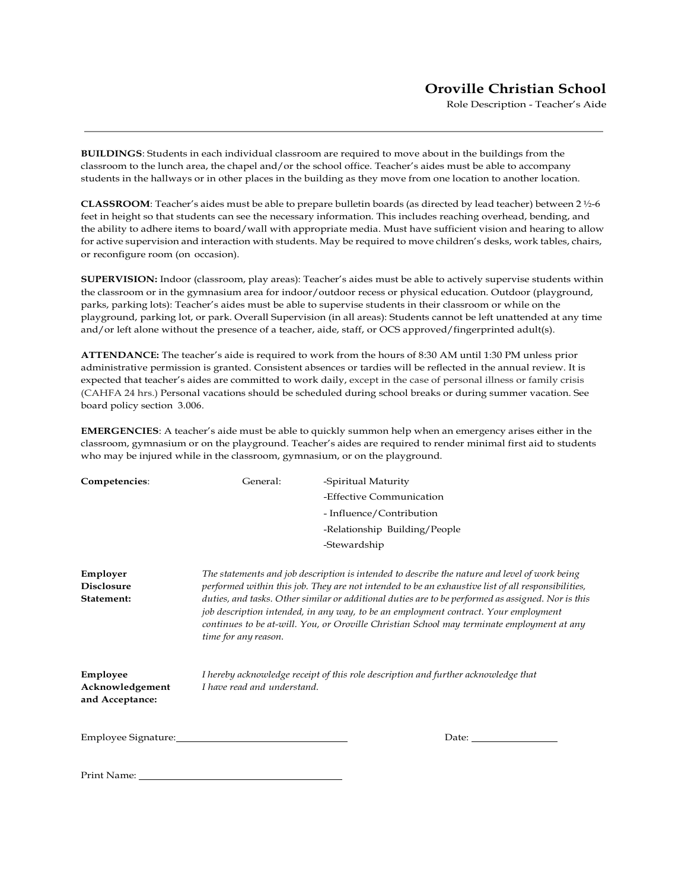**Oroville Christian School**

Role Description - Teacher's Aide

---

**BUILDINGS**: Students in each individual classroom are required to move about in the buildings from the classroom to the lunch area, the chapel and/or the school office. Teacher's aides must be able to accompany students in the hallways or in other places in the building as they move from one location to another location.

**CLASSROOM**: Teacher's aides must be able to prepare bulletin boards (as directed by lead teacher) between 2 ½-6 feet in height so that students can see the necessary information. This includes reaching overhead, bending, and the ability to adhere items to board/wall with appropriate media. Must have sufficient vision and hearing to allow for active supervision and interaction with students. May be required to move children's desks, work tables, chairs, or reconfigure room (on occasion).

**SUPERVISION:** Indoor (classroom, play areas): Teacher's aides must be able to actively supervise students within the classroom or in the gymnasium area for indoor/outdoor recess or physical education. Outdoor (playground, parks, parking lots): Teacher's aides must be able to supervise students in their classroom or while on the playground, parking lot, or park. Overall Supervision (in all areas): Students cannot be left unattended at any time and/or left alone without the presence of a teacher, aide, staff, or OCS approved/fingerprinted adult(s).

**ATTENDANCE:** The teacher's aide is required to work from the hours of 8:30 AM until 1:30 PM unless prior administrative permission is granted. Consistent absences or tardies will be reflected in the annual review. It is expected that teacher's aides are committed to work daily, except in the case of personal illness or family crisis (CAHFA 24 hrs.) Personal vacations should be scheduled during school breaks or during summer vacation. See board policy section 3.006.

**EMERGENCIES**: A teacher's aide must be able to quickly summon help when an emergency arises either in the classroom, gymnasium or on the playground. Teacher's aides are required to render minimal first aid to students who may be injured while in the classroom, gymnasium, or on the playground.

**Competencies**: General:

- -Spiritual Maturity
- -Effective Communication
- - Influence/Contribution
- -Relationship Building/People
- -Stewardship

**Employer Disclosure Statement:** *The statements and job description is intended to describe the nature and level of work being performed within this job. They are not intended to be an exhaustive list of all responsibilities, duties, and tasks. Other similar or additional duties are to be performed as assigned. Nor is this job description intended, in any way, to be an employment contract. Your employment continues to be at-will. You, or Oroville Christian School may terminate employment at any time for any reason.*

**Employee Acknowledgement and Acceptance:** *I hereby acknowledge receipt of this role description and further acknowledge that I have read and understand.*

Employee Signature: ______________________________ Date: ______________

Print Name: ___________________________________